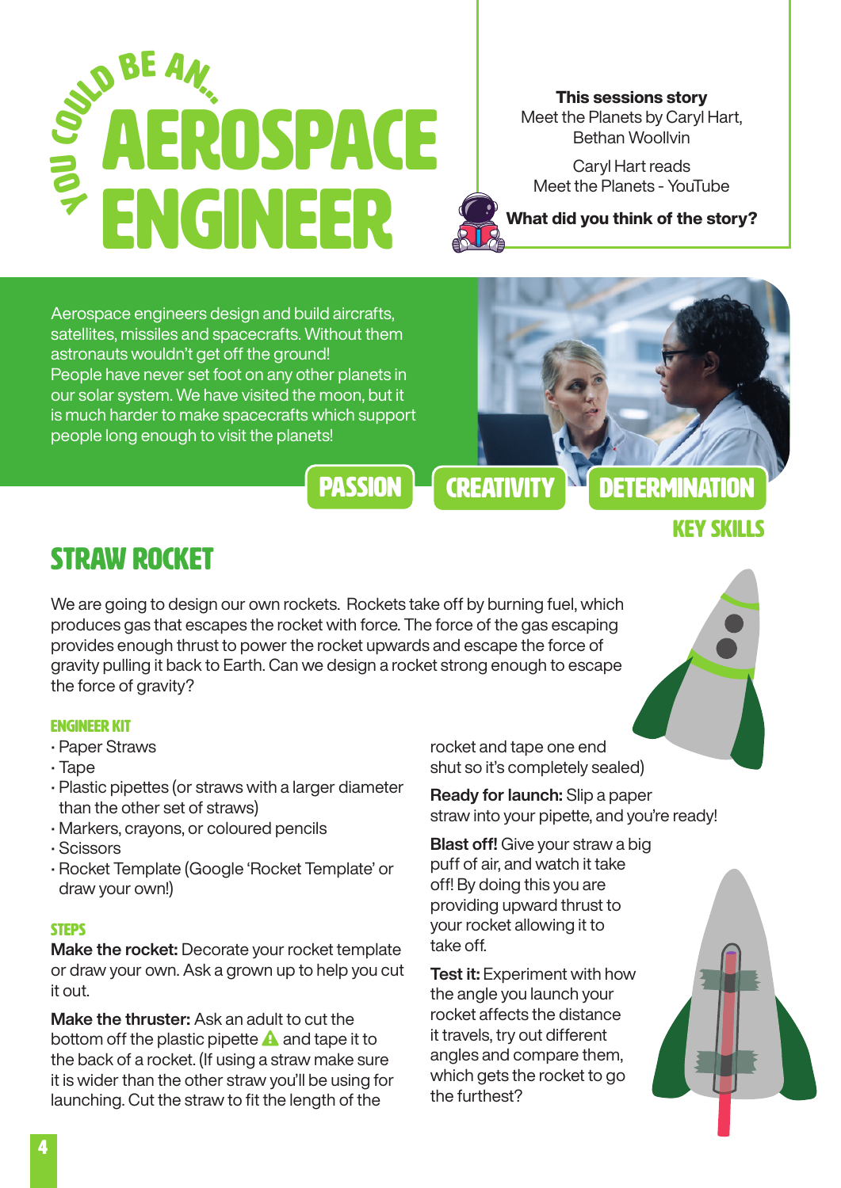# YOU COULD BE AN... AEROSPACE ENGINEER

**This sessions story**
Meet the Planets by Caryl Hart, Bethan Woollvin

Caryl Hart reads Meet the Planets - YouTube

**What did you think of the story?**

Aerospace engineers design and build aircrafts, satellites, missiles and spacecrafts. Without them astronauts wouldn't get off the ground!
People have never set foot on any other planets in our solar system. We have visited the moon, but it is much harder to make spacecrafts which support people long enough to visit the planets!

PASSION | CREATIVITY | DETERMINATION

KEY SKILLS

## STRAW ROCKET

We are going to design our own rockets. Rockets take off by burning fuel, which produces gas that escapes the rocket with force. The force of the gas escaping provides enough thrust to power the rocket upwards and escape the force of gravity pulling it back to Earth. Can we design a rocket strong enough to escape the force of gravity?

### ENGINEER KIT

- Paper Straws
- Tape
- Plastic pipettes (or straws with a larger diameter than the other set of straws)
- Markers, crayons, or coloured pencils
- Scissors
- Rocket Template (Google 'Rocket Template' or draw your own!)

### STEPS

**Make the rocket:** Decorate your rocket template or draw your own. Ask a grown up to help you cut it out.

**Make the thruster:** Ask an adult to cut the bottom off the plastic pipette ⚠ and tape it to the back of a rocket. (If using a straw make sure it is wider than the other straw you'll be using for launching. Cut the straw to fit the length of the rocket and tape one end shut so it's completely sealed)

**Ready for launch:** Slip a paper straw into your pipette, and you're ready!

**Blast off!** Give your straw a big puff of air, and watch it take off! By doing this you are providing upward thrust to your rocket allowing it to take off.

**Test it:** Experiment with how the angle you launch your rocket affects the distance it travels, try out different angles and compare them, which gets the rocket to go the furthest?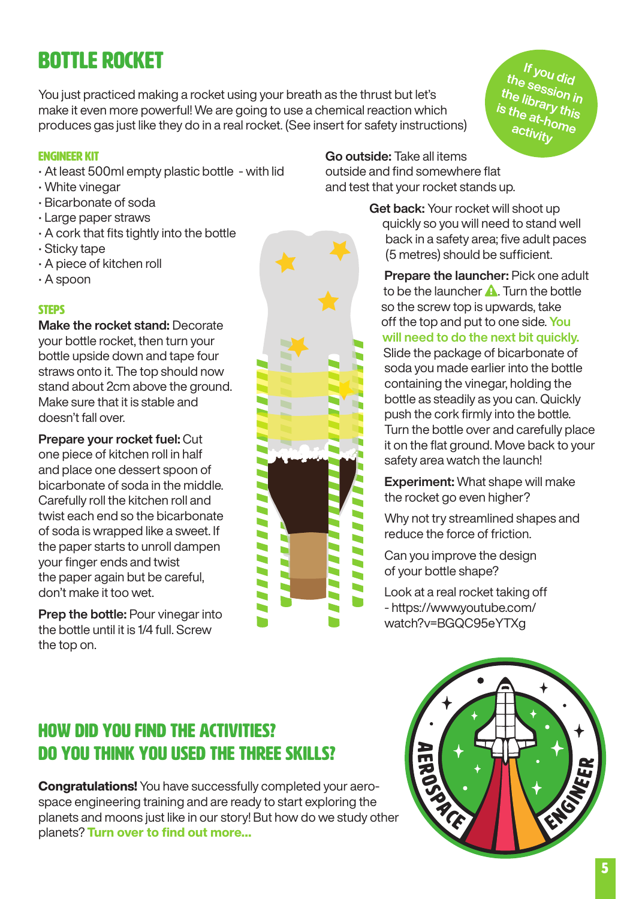# BOTTLE ROCKET

You just practiced making a rocket using your breath as the thrust but let's make it even more powerful! We are going to use a chemical reaction which produces gas just like they do in a real rocket. (See insert for safety instructions)

If you did the session in the library this is the at-home activity

## ENGINEER KIT

- At least 500ml empty plastic bottle - with lid
- White vinegar
- Bicarbonate of soda
- Large paper straws
- A cork that fits tightly into the bottle
- Sticky tape
- A piece of kitchen roll
- A spoon

## STEPS

**Make the rocket stand:** Decorate your bottle rocket, then turn your bottle upside down and tape four straws onto it. The top should now stand about 2cm above the ground. Make sure that it is stable and doesn't fall over.

**Prepare your rocket fuel:** Cut one piece of kitchen roll in half and place one dessert spoon of bicarbonate of soda in the middle. Carefully roll the kitchen roll and twist each end so the bicarbonate of soda is wrapped like a sweet. If the paper starts to unroll dampen your finger ends and twist the paper again but be careful, don't make it too wet.

**Prep the bottle:** Pour vinegar into the bottle until it is 1/4 full. Screw the top on.

**Go outside:** Take all items outside and find somewhere flat and test that your rocket stands up.

**Get back:** Your rocket will shoot up quickly so you will need to stand well back in a safety area; five adult paces (5 metres) should be sufficient.

**Prepare the launcher:** Pick one adult to be the launcher ⚠. Turn the bottle so the screw top is upwards, take off the top and put to one side. **You will need to do the next bit quickly.** Slide the package of bicarbonate of soda you made earlier into the bottle containing the vinegar, holding the bottle as steadily as you can. Quickly push the cork firmly into the bottle. Turn the bottle over and carefully place it on the flat ground. Move back to your safety area watch the launch!

**Experiment:** What shape will make the rocket go even higher?

Why not try streamlined shapes and reduce the force of friction.

Can you improve the design of your bottle shape?

Look at a real rocket taking off - https://www.youtube.com/watch?v=BGQC95eYTXg

## HOW DID YOU FIND THE ACTIVITIES? DO YOU THINK YOU USED THE THREE SKILLS?

**Congratulations!** You have successfully completed your aero-space engineering training and are ready to start exploring the planets and moons just like in our story! But how do we study other planets? **Turn over to find out more...**

AEROSPACE ENGINEER